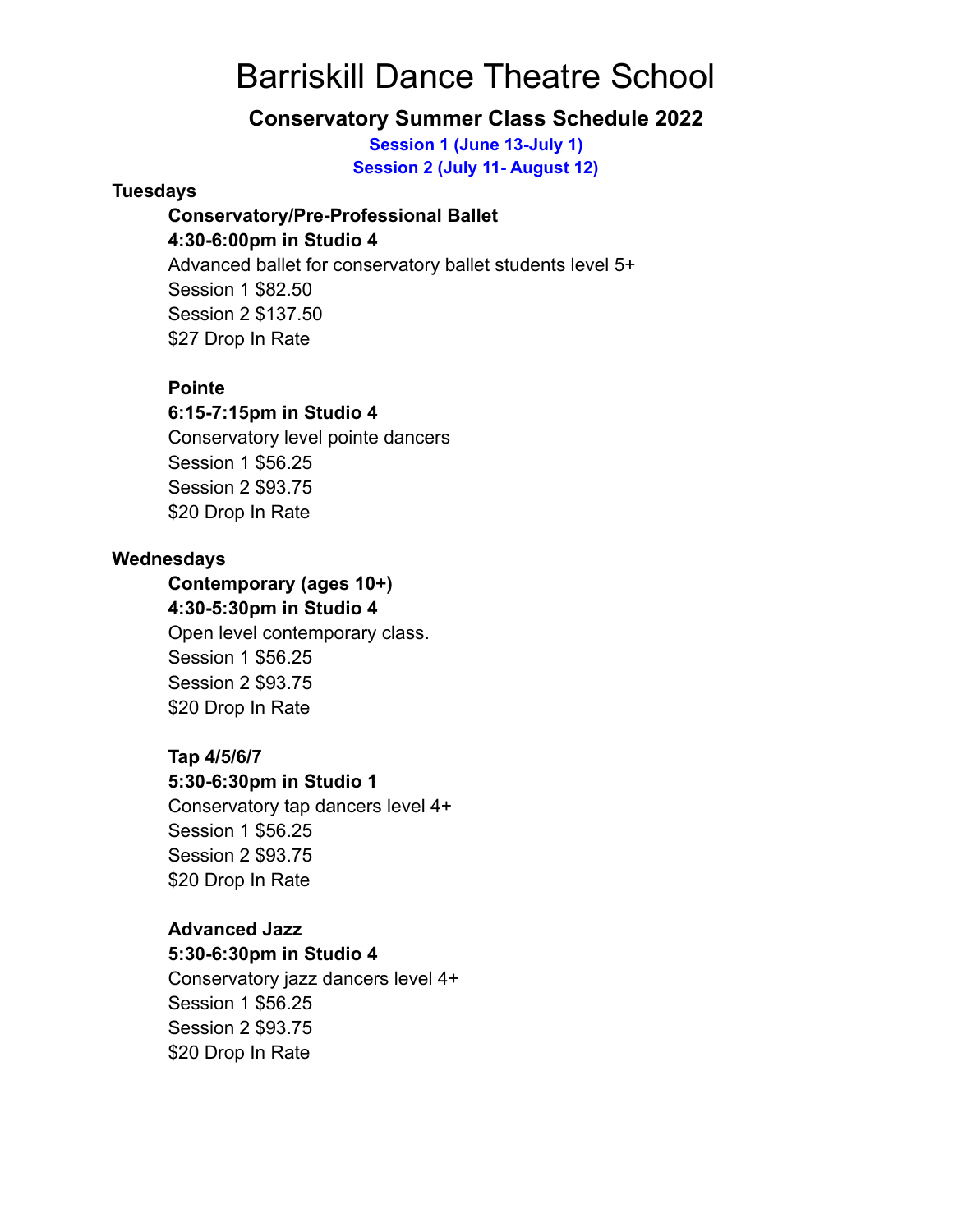# Barriskill Dance Theatre School

## Conservatory Summer Class Schedule 2022

**Session 1 (June 13-July 1)**

**Session 2 (July 11- August 12)**

### Tuesdays

**Conservatory/Pre-Professional Ballet**
**4:30-6:00pm in Studio 4**
Advanced ballet for conservatory ballet students level 5+
Session 1 $82.50
Session 2 $137.50
$27 Drop In Rate

**Pointe**
**6:15-7:15pm in Studio 4**
Conservatory level pointe dancers
Session 1 $56.25
Session 2 $93.75
$20 Drop In Rate

### Wednesdays

**Contemporary (ages 10+)**
**4:30-5:30pm in Studio 4**
Open level contemporary class.
Session 1 $56.25
Session 2 $93.75
$20 Drop In Rate

**Tap 4/5/6/7**
**5:30-6:30pm in Studio 1**
Conservatory tap dancers level 4+
Session 1 $56.25
Session 2 $93.75
$20 Drop In Rate

**Advanced Jazz**
**5:30-6:30pm in Studio 4**
Conservatory jazz dancers level 4+
Session 1 $56.25
Session 2 $93.75
$20 Drop In Rate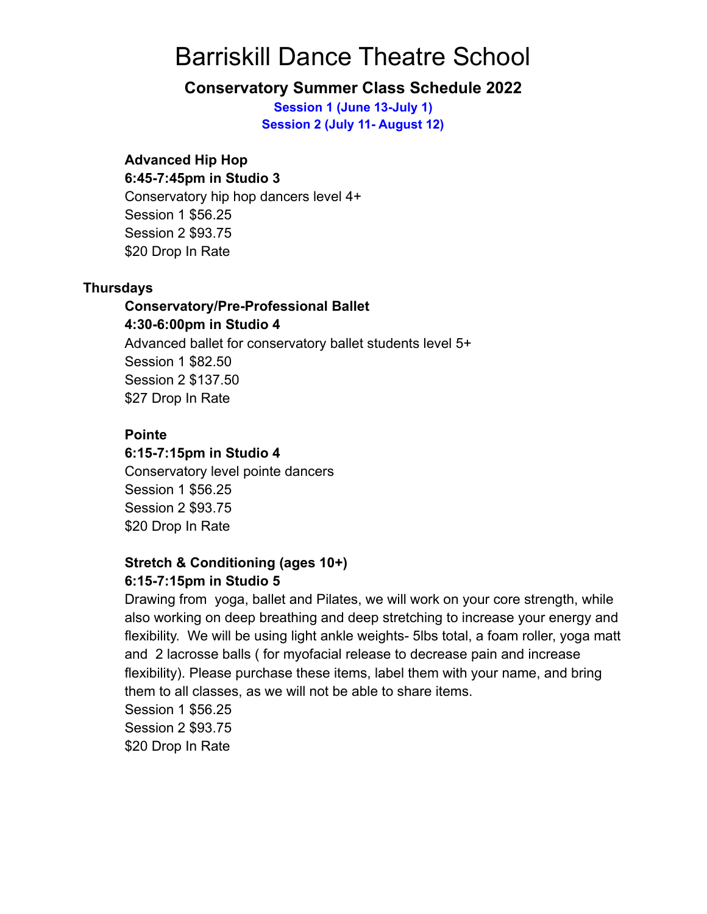# Barriskill Dance Theatre School

## Conservatory Summer Class Schedule 2022

**Session 1 (June 13-July 1)**
**Session 2 (July 11- August 12)**

**Advanced Hip Hop**
**6:45-7:45pm in Studio 3**
Conservatory hip hop dancers level 4+
Session 1 $56.25
Session 2 $93.75
$20 Drop In Rate

### Thursdays

**Conservatory/Pre-Professional Ballet**
**4:30-6:00pm in Studio 4**
Advanced ballet for conservatory ballet students level 5+
Session 1 $82.50
Session 2 $137.50
$27 Drop In Rate

**Pointe**
**6:15-7:15pm in Studio 4**
Conservatory level pointe dancers
Session 1 $56.25
Session 2 $93.75
$20 Drop In Rate

**Stretch & Conditioning (ages 10+)**
**6:15-7:15pm in Studio 5**
Drawing from yoga, ballet and Pilates, we will work on your core strength, while also working on deep breathing and deep stretching to increase your energy and flexibility. We will be using light ankle weights- 5lbs total, a foam roller, yoga matt and 2 lacrosse balls ( for myofacial release to decrease pain and increase flexibility). Please purchase these items, label them with your name, and bring them to all classes, as we will not be able to share items.
Session 1 $56.25
Session 2 $93.75
$20 Drop In Rate